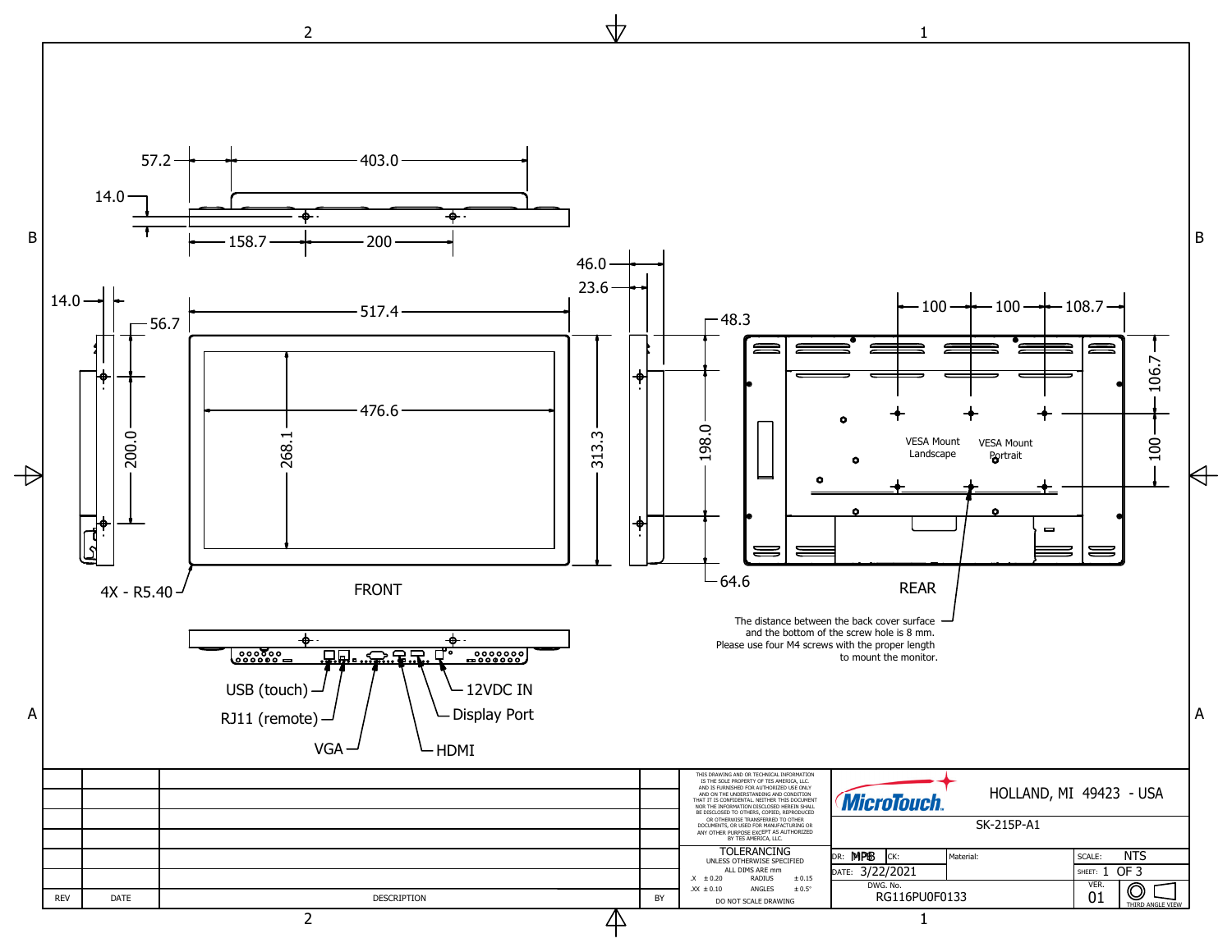## FRONT

Dimensions: 57.2, 403.0, 14.0, 158.7, 200, 517.4, 476.6, 268.1, 313.3, 14.0, 56.7, 200.0, 4X - R5.40, 46.0, 23.6, 48.3, 198.0, 64.6

Connectors (bottom view): USB (touch), RJ11 (remote), VGA, HDMI, Display Port, 12VDC IN

## REAR

Dimensions: 100, 100, 108.7, 106.7, 100

VESA Mount Landscape

VESA Mount Portrait

The distance between the back cover surface and the bottom of the screw hole is 8 mm. Please use four M4 screws with the proper length to mount the monitor.

| REV | DATE | DESCRIPTION | BY |
|---|---|---|---|
| | | | |

THIS DRAWING AND OR TECHNICAL INFORMATION IS THE SOLE PROPERTY OF TES AMERICA, LLC. AND IS FURNISHED FOR AUTHORIZED USE ONLY AND ON THE UNDERSTANDING AND CONDITION THAT IT IS CONFIDENTIAL. NEITHER THIS DOCUMENT NOR THE INFORMATION DISCLOSED HEREIN SHALL BE DISCLOSED TO OTHERS, COPIED, REPRODUCED OR OTHERWISE TRANSFERRED TO OTHER DOCUMENTS, OR USED FOR MANUFACTURING OR ANY OTHER PURPOSE EXCEPT AS AUTHORIZED BY TES AMERICA, LLC.

**TOLERANCING**
UNLESS OTHERWISE SPECIFIED
ALL DIMS ARE mm

| | | | |
|---|---|---|---|
| .X | ± 0.20 | RADIUS | ± 0.15 |
| .XX | ± 0.10 | ANGLES | ± 0.5° |

DO NOT SCALE DRAWING

MicroTouch — HOLLAND, MI 49423 - USA

SK-215P-A1

| | | | |
|---|---|---|---|
| DR: MPB | CK: | Material: | SCALE: NTS |
| DATE: 3/22/2021 | | | SHEET: 1 OF 3 |
| DWG. No. RG116PU0F0133 | | | VER. 01 |

THIRD ANGLE VIEW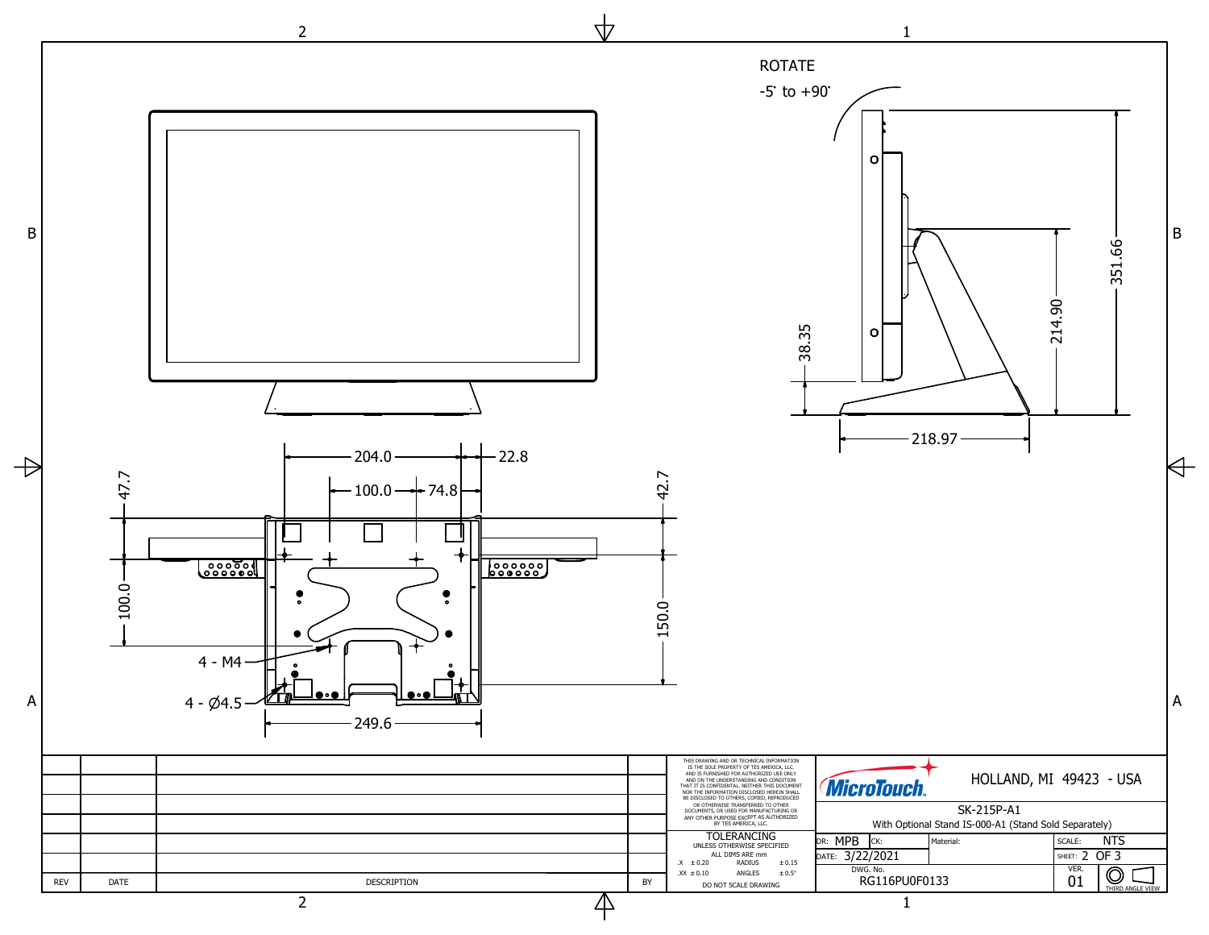ROTATE

-5° to +90°

351.66

214.90

38.35

218.97

204.0

22.8

100.0

74.8

47.7

42.7

100.0

150.0

4 - M4

4 - Ø4.5

249.6

| REV | DATE | DESCRIPTION | BY |
|---|---|---|---|
| | | | |
| | | | |
| | | | |
| | | | |
| | | | |
| | | | |

THIS DRAWING AND OR TECHNICAL INFORMATION IS THE SOLE PROPERTY OF TES AMERICA, LLC. AND IS FURNISHED FOR AUTHORIZED USE ONLY AND ON THE UNDERSTANDING AND CONDITION THAT IT IS CONFIDENTIAL. NEITHER THIS DOCUMENT NOR THE INFORMATION DISCLOSED HEREIN SHALL BE DISCLOSED TO OTHERS, COPIED, REPRODUCED OR OTHERWISE TRANSFERRED TO OTHER DOCUMENTS, OR USED FOR MANUFACTURING OR ANY OTHER PURPOSE EXCEPT AS AUTHORIZED BY TES AMERICA, LLC.

TOLERANCING
UNLESS OTHERWISE SPECIFIED
ALL DIMS ARE mm

| | | | |
|---|---|---|---|
| .X | ± 0.20 | RADIUS | ± 0.15 |
| .XX | ± 0.10 | ANGLES | ± 0.5° |

DO NOT SCALE DRAWING

MicroTouch. HOLLAND, MI 49423 - USA

SK-215P-A1
With Optional Stand IS-000-A1 (Stand Sold Separately)

| DR: MPB | CK: | Material: | SCALE: NTS |
|---|---|---|---|
| DATE: 3/22/2021 | | | SHEET: 2 OF 3 |
| DWG. No. RG116PU0F0133 | | | VER. 01 |

THIRD ANGLE VIEW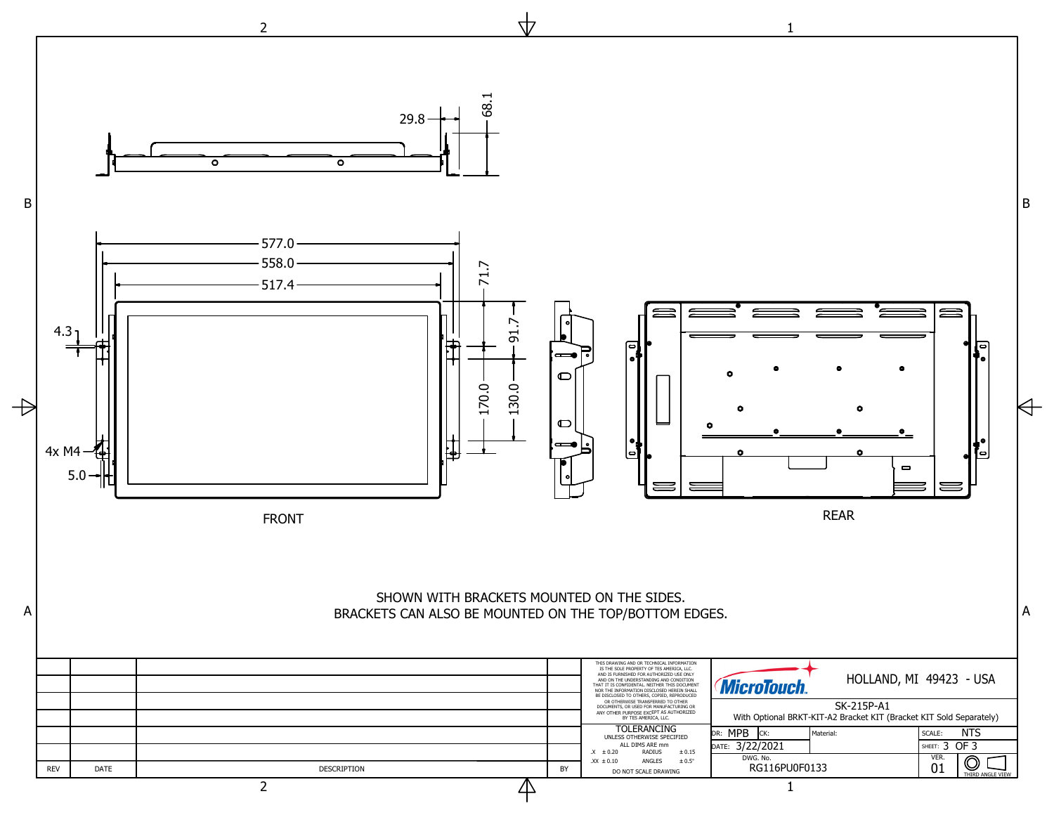29.8

68.1

577.0

558.0

517.4

71.7

91.7

170.0

130.0

4.3

4x M4

5.0

FRONT

REAR

SHOWN WITH BRACKETS MOUNTED ON THE SIDES.
BRACKETS CAN ALSO BE MOUNTED ON THE TOP/BOTTOM EDGES.

| REV | DATE | DESCRIPTION | BY |
|---|---|---|---|
| | | | |
| | | | |
| | | | |
| | | | |
| | | | |
| | | | |

THIS DRAWING AND OR TECHNICAL INFORMATION IS THE SOLE PROPERTY OF TES AMERICA, LLC. AND IS FURNISHED FOR AUTHORIZED USE ONLY AND ON THE UNDERSTANDING AND CONDITION THAT IT IS CONFIDENTIAL. NEITHER THIS DOCUMENT NOR THE INFORMATION DISCLOSED HEREIN SHALL BE DISCLOSED TO OTHERS, COPIED, REPRODUCED OR OTHERWISE TRANSFERRED TO OTHER DOCUMENTS, OR USED FOR MANUFACTURING OR ANY OTHER PURPOSE EXCEPT AS AUTHORIZED BY TES AMERICA, LLC.

TOLERANCING
UNLESS OTHERWISE SPECIFIED
ALL DIMS ARE mm

| | | | |
|---|---|---|---|
| .X | ± 0.20 | RADIUS | ± 0.15 |
| .XX | ± 0.10 | ANGLES | ± 0.5° |

DO NOT SCALE DRAWING

MicroTouch. HOLLAND, MI 49423 - USA

SK-215P-A1
With Optional BRKT-KIT-A2 Bracket KIT (Bracket KIT Sold Separately)

| | | | |
|---|---|---|---|
| DR: MPB | CK: | Material: | SCALE: NTS |
| DATE: 3/22/2021 | | | SHEET: 3 OF 3 |
| DWG. No. RG116PU0F0133 | | | VER. 01 |

THIRD ANGLE VIEW